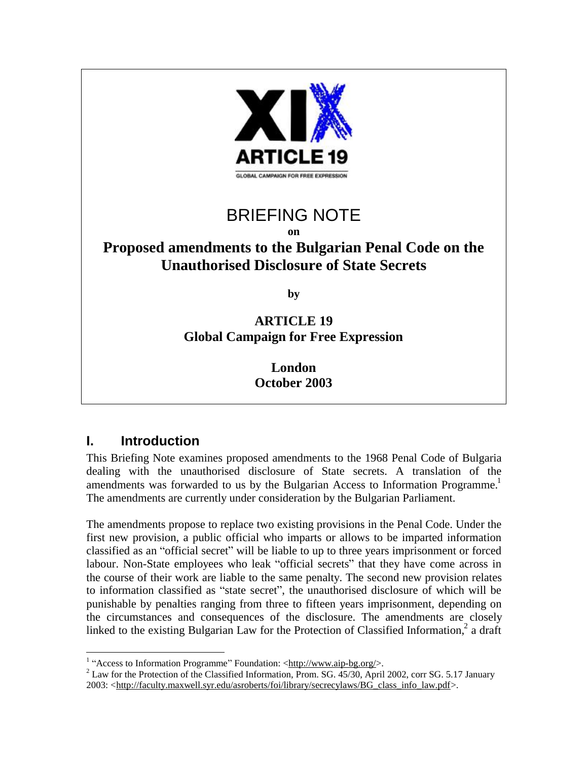ARTICLE 19

GLOBAL CAMPAIGN FOR FREE EXPRESSION

# BRIEFING NOTE

**on**

# Proposed amendments to the Bulgarian Penal Code on the Unauthorised Disclosure of State Secrets

**by**

**ARTICLE 19**
**Global Campaign for Free Expression**

**London**
**October 2003**

## I. Introduction

This Briefing Note examines proposed amendments to the 1968 Penal Code of Bulgaria dealing with the unauthorised disclosure of State secrets. A translation of the amendments was forwarded to us by the Bulgarian Access to Information Programme.[1] The amendments are currently under consideration by the Bulgarian Parliament.

The amendments propose to replace two existing provisions in the Penal Code. Under the first new provision, a public official who imparts or allows to be imparted information classified as an "official secret" will be liable to up to three years imprisonment or forced labour. Non-State employees who leak "official secrets" that they have come across in the course of their work are liable to the same penalty. The second new provision relates to information classified as "state secret", the unauthorised disclosure of which will be punishable by penalties ranging from three to fifteen years imprisonment, depending on the circumstances and consequences of the disclosure. The amendments are closely linked to the existing Bulgarian Law for the Protection of Classified Information,[2] a draft

---

[1] "Access to Information Programme" Foundation: <http://www.aip-bg.org/>.

[2] Law for the Protection of the Classified Information, Prom. SG. 45/30, April 2002, corr SG. 5.17 January 2003: <http://faculty.maxwell.syr.edu/asroberts/foi/library/secrecylaws/BG_class_info_law.pdf>.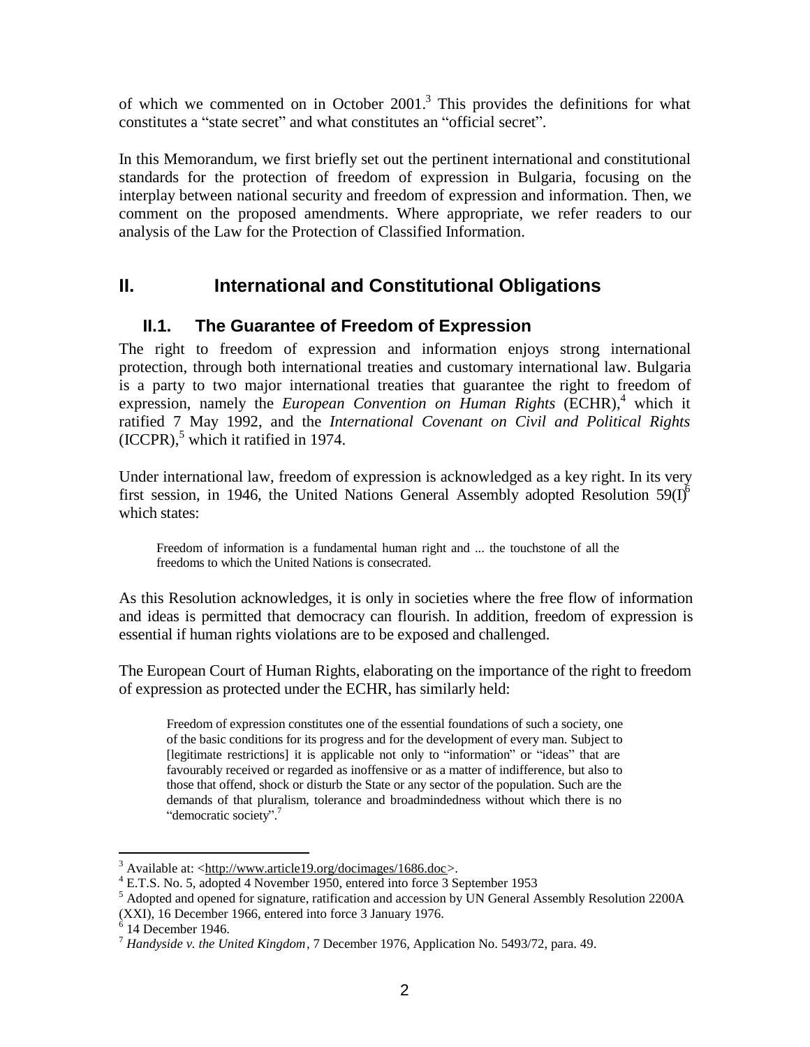of which we commented on in October 2001.[3] This provides the definitions for what constitutes a "state secret" and what constitutes an "official secret".

In this Memorandum, we first briefly set out the pertinent international and constitutional standards for the protection of freedom of expression in Bulgaria, focusing on the interplay between national security and freedom of expression and information. Then, we comment on the proposed amendments. Where appropriate, we refer readers to our analysis of the Law for the Protection of Classified Information.

# II. International and Constitutional Obligations

## II.1. The Guarantee of Freedom of Expression

The right to freedom of expression and information enjoys strong international protection, through both international treaties and customary international law. Bulgaria is a party to two major international treaties that guarantee the right to freedom of expression, namely the *European Convention on Human Rights* (ECHR),[4] which it ratified 7 May 1992, and the *International Covenant on Civil and Political Rights* (ICCPR),[5] which it ratified in 1974.

Under international law, freedom of expression is acknowledged as a key right. In its very first session, in 1946, the United Nations General Assembly adopted Resolution 59(I)[6] which states:

> Freedom of information is a fundamental human right and ... the touchstone of all the freedoms to which the United Nations is consecrated.

As this Resolution acknowledges, it is only in societies where the free flow of information and ideas is permitted that democracy can flourish. In addition, freedom of expression is essential if human rights violations are to be exposed and challenged.

The European Court of Human Rights, elaborating on the importance of the right to freedom of expression as protected under the ECHR, has similarly held:

> Freedom of expression constitutes one of the essential foundations of such a society, one of the basic conditions for its progress and for the development of every man. Subject to [legitimate restrictions] it is applicable not only to "information" or "ideas" that are favourably received or regarded as inoffensive or as a matter of indifference, but also to those that offend, shock or disturb the State or any sector of the population. Such are the demands of that pluralism, tolerance and broadmindedness without which there is no "democratic society".[7]

---

[3] Available at: <http://www.article19.org/docimages/1686.doc>.

[4] E.T.S. No. 5, adopted 4 November 1950, entered into force 3 September 1953

[5] Adopted and opened for signature, ratification and accession by UN General Assembly Resolution 2200A (XXI), 16 December 1966, entered into force 3 January 1976.

[6] 14 December 1946.

[7] *Handyside v. the United Kingdom*, 7 December 1976, Application No. 5493/72, para. 49.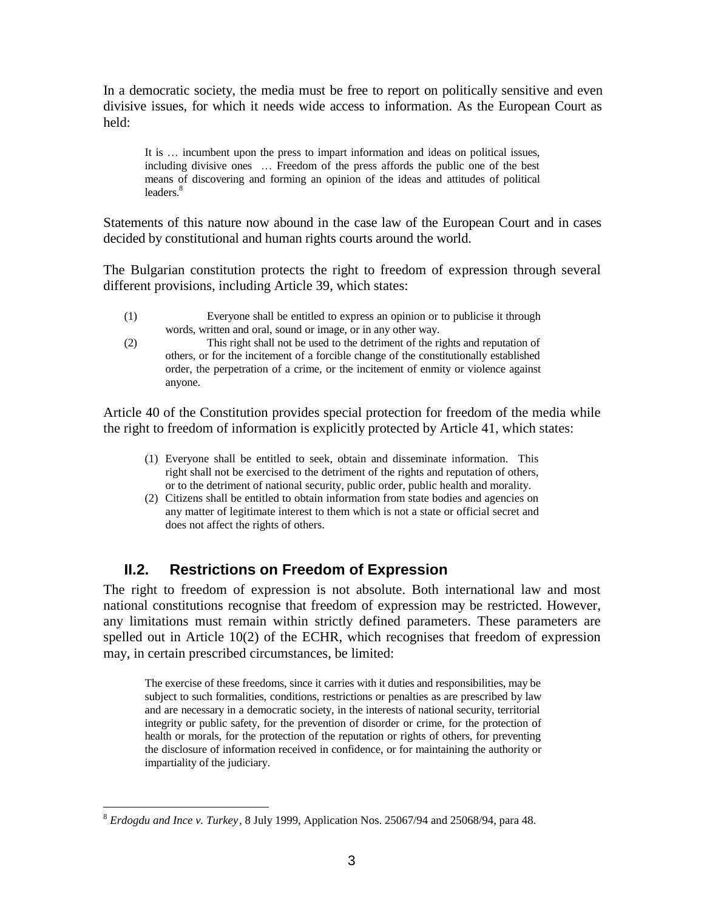In a democratic society, the media must be free to report on politically sensitive and even divisive issues, for which it needs wide access to information. As the European Court as held:

> It is … incumbent upon the press to impart information and ideas on political issues, including divisive ones … Freedom of the press affords the public one of the best means of discovering and forming an opinion of the ideas and attitudes of political leaders.[8]

Statements of this nature now abound in the case law of the European Court and in cases decided by constitutional and human rights courts around the world.

The Bulgarian constitution protects the right to freedom of expression through several different provisions, including Article 39, which states:

> (1) Everyone shall be entitled to express an opinion or to publicise it through words, written and oral, sound or image, or in any other way.
>
> (2) This right shall not be used to the detriment of the rights and reputation of others, or for the incitement of a forcible change of the constitutionally established order, the perpetration of a crime, or the incitement of enmity or violence against anyone.

Article 40 of the Constitution provides special protection for freedom of the media while the right to freedom of information is explicitly protected by Article 41, which states:

> (1) Everyone shall be entitled to seek, obtain and disseminate information. This right shall not be exercised to the detriment of the rights and reputation of others, or to the detriment of national security, public order, public health and morality.
>
> (2) Citizens shall be entitled to obtain information from state bodies and agencies on any matter of legitimate interest to them which is not a state or official secret and does not affect the rights of others.

## II.2. Restrictions on Freedom of Expression

The right to freedom of expression is not absolute. Both international law and most national constitutions recognise that freedom of expression may be restricted. However, any limitations must remain within strictly defined parameters. These parameters are spelled out in Article 10(2) of the ECHR, which recognises that freedom of expression may, in certain prescribed circumstances, be limited:

> The exercise of these freedoms, since it carries with it duties and responsibilities, may be subject to such formalities, conditions, restrictions or penalties as are prescribed by law and are necessary in a democratic society, in the interests of national security, territorial integrity or public safety, for the prevention of disorder or crime, for the protection of health or morals, for the protection of the reputation or rights of others, for preventing the disclosure of information received in confidence, or for maintaining the authority or impartiality of the judiciary.

---

[8] *Erdogdu and Ince v. Turkey*, 8 July 1999, Application Nos. 25067/94 and 25068/94, para 48.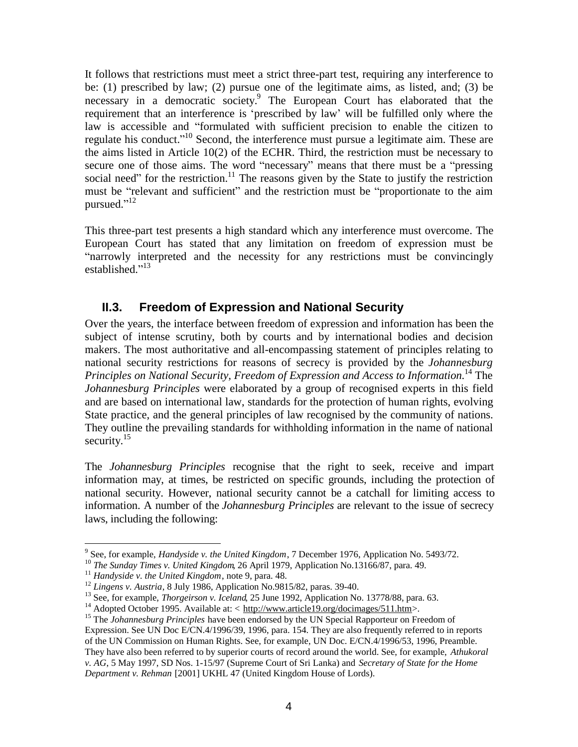It follows that restrictions must meet a strict three-part test, requiring any interference to be: (1) prescribed by law; (2) pursue one of the legitimate aims, as listed, and; (3) be necessary in a democratic society.[9] The European Court has elaborated that the requirement that an interference is 'prescribed by law' will be fulfilled only where the law is accessible and "formulated with sufficient precision to enable the citizen to regulate his conduct."[10] Second, the interference must pursue a legitimate aim. These are the aims listed in Article 10(2) of the ECHR. Third, the restriction must be necessary to secure one of those aims. The word "necessary" means that there must be a "pressing social need" for the restriction.[11] The reasons given by the State to justify the restriction must be "relevant and sufficient" and the restriction must be "proportionate to the aim pursued."[12]

This three-part test presents a high standard which any interference must overcome. The European Court has stated that any limitation on freedom of expression must be "narrowly interpreted and the necessity for any restrictions must be convincingly established."[13]

## II.3. Freedom of Expression and National Security

Over the years, the interface between freedom of expression and information has been the subject of intense scrutiny, both by courts and by international bodies and decision makers. The most authoritative and all-encompassing statement of principles relating to national security restrictions for reasons of secrecy is provided by the *Johannesburg Principles on National Security, Freedom of Expression and Access to Information.*[14] The *Johannesburg Principles* were elaborated by a group of recognised experts in this field and are based on international law, standards for the protection of human rights, evolving State practice, and the general principles of law recognised by the community of nations. They outline the prevailing standards for withholding information in the name of national security.[15]

The *Johannesburg Principles* recognise that the right to seek, receive and impart information may, at times, be restricted on specific grounds, including the protection of national security. However, national security cannot be a catchall for limiting access to information. A number of the *Johannesburg Principles* are relevant to the issue of secrecy laws, including the following:

---

[9] See, for example, *Handyside v. the United Kingdom*, 7 December 1976, Application No. 5493/72.

[10] *The Sunday Times v. United Kingdom*, 26 April 1979, Application No.13166/87, para. 49.

[11] *Handyside v. the United Kingdom*, note 9, para. 48.

[12] *Lingens v. Austria*, 8 July 1986, Application No.9815/82, paras. 39-40.

[13] See, for example, *Thorgeirson v. Iceland*, 25 June 1992, Application No. 13778/88, para. 63.

[14] Adopted October 1995. Available at: < http://www.article19.org/docimages/511.htm>.

[15] The *Johannesburg Principles* have been endorsed by the UN Special Rapporteur on Freedom of Expression. See UN Doc E/CN.4/1996/39, 1996, para. 154. They are also frequently referred to in reports of the UN Commission on Human Rights. See, for example, UN Doc. E/CN.4/1996/53, 1996, Preamble. They have also been referred to by superior courts of record around the world. See, for example, *Athukoral v. AG*, 5 May 1997, SD Nos. 1-15/97 (Supreme Court of Sri Lanka) and *Secretary of State for the Home Department v. Rehman* [2001] UKHL 47 (United Kingdom House of Lords).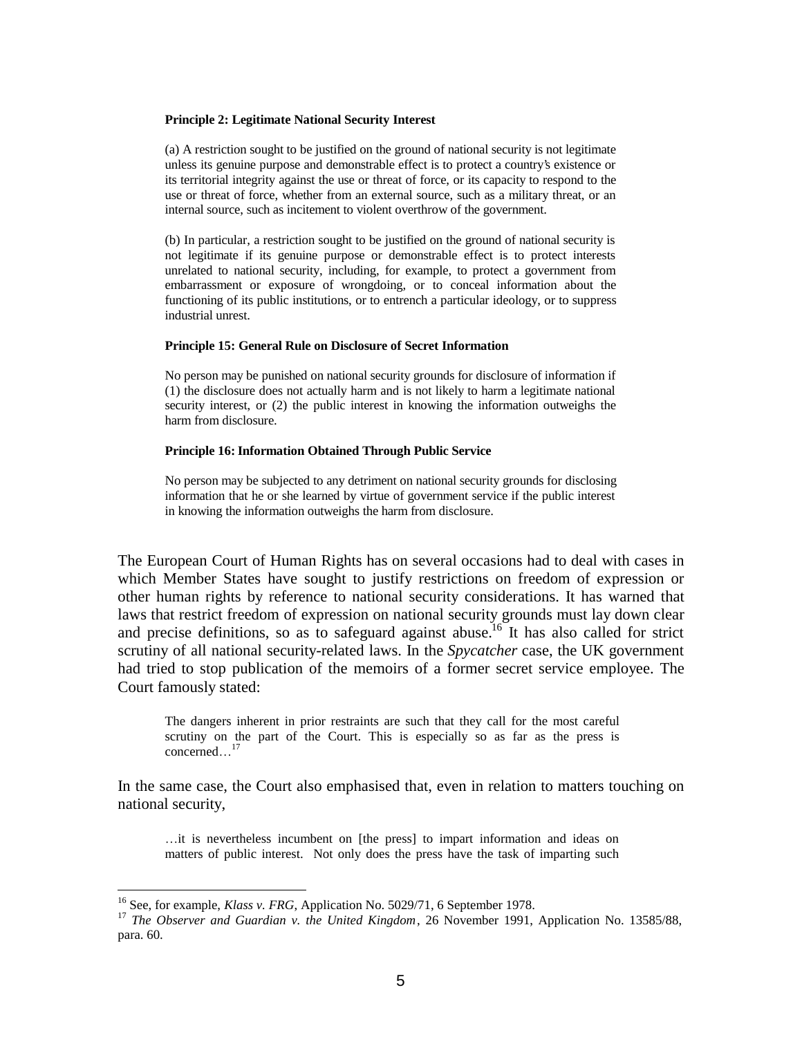> **Principle 2: Legitimate National Security Interest**
>
> (a) A restriction sought to be justified on the ground of national security is not legitimate unless its genuine purpose and demonstrable effect is to protect a country's existence or its territorial integrity against the use or threat of force, or its capacity to respond to the use or threat of force, whether from an external source, such as a military threat, or an internal source, such as incitement to violent overthrow of the government.
>
> (b) In particular, a restriction sought to be justified on the ground of national security is not legitimate if its genuine purpose or demonstrable effect is to protect interests unrelated to national security, including, for example, to protect a government from embarrassment or exposure of wrongdoing, or to conceal information about the functioning of its public institutions, or to entrench a particular ideology, or to suppress industrial unrest.
>
> **Principle 15: General Rule on Disclosure of Secret Information**
>
> No person may be punished on national security grounds for disclosure of information if (1) the disclosure does not actually harm and is not likely to harm a legitimate national security interest, or (2) the public interest in knowing the information outweighs the harm from disclosure.
>
> **Principle 16: Information Obtained Through Public Service**
>
> No person may be subjected to any detriment on national security grounds for disclosing information that he or she learned by virtue of government service if the public interest in knowing the information outweighs the harm from disclosure.

The European Court of Human Rights has on several occasions had to deal with cases in which Member States have sought to justify restrictions on freedom of expression or other human rights by reference to national security considerations. It has warned that laws that restrict freedom of expression on national security grounds must lay down clear and precise definitions, so as to safeguard against abuse.[16] It has also called for strict scrutiny of all national security-related laws. In the *Spycatcher* case, the UK government had tried to stop publication of the memoirs of a former secret service employee. The Court famously stated:

> The dangers inherent in prior restraints are such that they call for the most careful scrutiny on the part of the Court. This is especially so as far as the press is concerned…[17]

In the same case, the Court also emphasised that, even in relation to matters touching on national security,

> …it is nevertheless incumbent on [the press] to impart information and ideas on matters of public interest. Not only does the press have the task of imparting such

---

[16] See, for example, *Klass v. FRG*, Application No. 5029/71, 6 September 1978.

[17] *The Observer and Guardian v. the United Kingdom*, 26 November 1991, Application No. 13585/88, para. 60.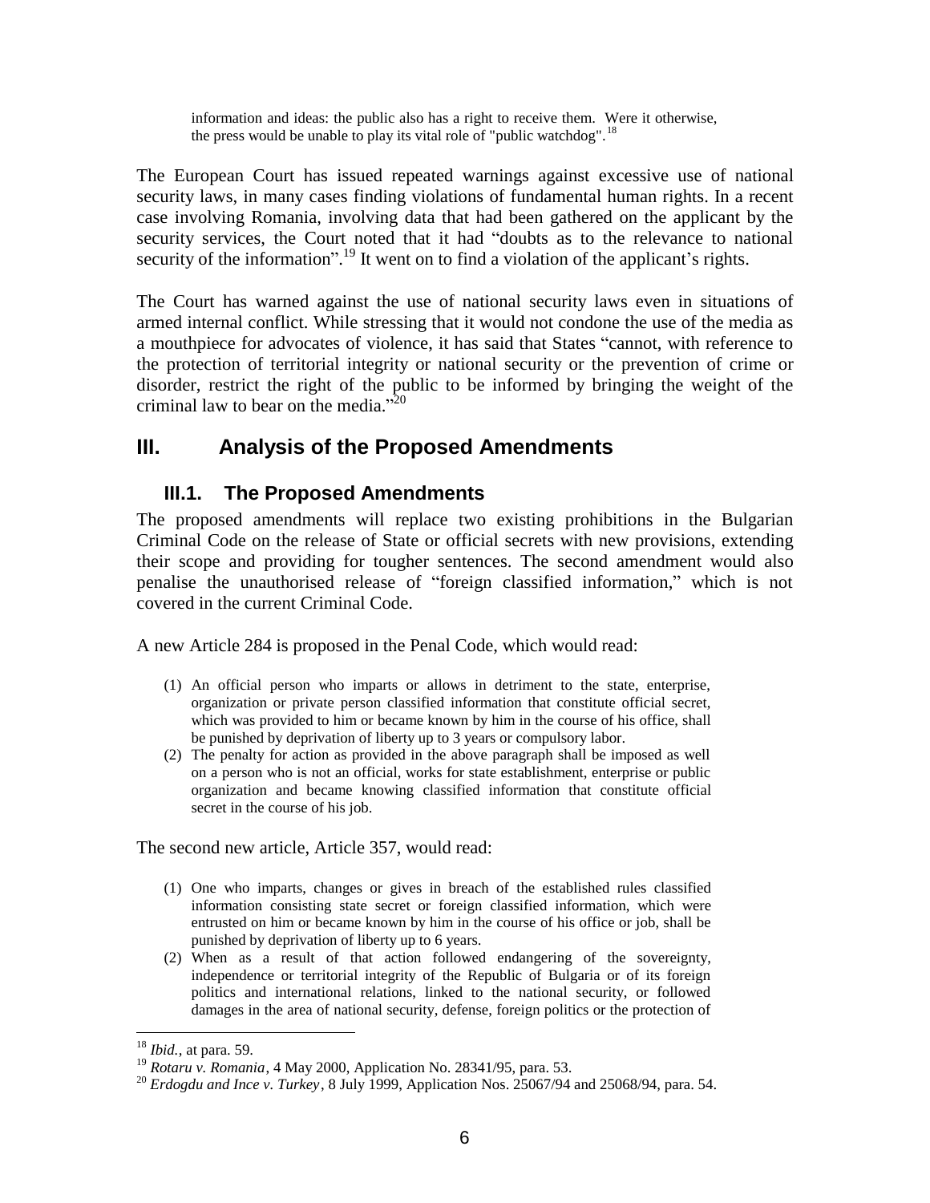> information and ideas: the public also has a right to receive them. Were it otherwise, the press would be unable to play its vital role of "public watchdog".[18]

The European Court has issued repeated warnings against excessive use of national security laws, in many cases finding violations of fundamental human rights. In a recent case involving Romania, involving data that had been gathered on the applicant by the security services, the Court noted that it had "doubts as to the relevance to national security of the information".[19] It went on to find a violation of the applicant's rights.

The Court has warned against the use of national security laws even in situations of armed internal conflict. While stressing that it would not condone the use of the media as a mouthpiece for advocates of violence, it has said that States "cannot, with reference to the protection of territorial integrity or national security or the prevention of crime or disorder, restrict the right of the public to be informed by bringing the weight of the criminal law to bear on the media."[20]

## III. Analysis of the Proposed Amendments

### III.1. The Proposed Amendments

The proposed amendments will replace two existing prohibitions in the Bulgarian Criminal Code on the release of State or official secrets with new provisions, extending their scope and providing for tougher sentences. The second amendment would also penalise the unauthorised release of "foreign classified information," which is not covered in the current Criminal Code.

A new Article 284 is proposed in the Penal Code, which would read:

> (1) An official person who imparts or allows in detriment to the state, enterprise, organization or private person classified information that constitute official secret, which was provided to him or became known by him in the course of his office, shall be punished by deprivation of liberty up to 3 years or compulsory labor.
>
> (2) The penalty for action as provided in the above paragraph shall be imposed as well on a person who is not an official, works for state establishment, enterprise or public organization and became knowing classified information that constitute official secret in the course of his job.

The second new article, Article 357, would read:

> (1) One who imparts, changes or gives in breach of the established rules classified information consisting state secret or foreign classified information, which were entrusted on him or became known by him in the course of his office or job, shall be punished by deprivation of liberty up to 6 years.
>
> (2) When as a result of that action followed endangering of the sovereignty, independence or territorial integrity of the Republic of Bulgaria or of its foreign politics and international relations, linked to the national security, or followed damages in the area of national security, defense, foreign politics or the protection of

---

[18] *Ibid.*, at para. 59.

[19] *Rotaru v. Romania*, 4 May 2000, Application No. 28341/95, para. 53.

[20] *Erdogdu and Ince v. Turkey*, 8 July 1999, Application Nos. 25067/94 and 25068/94, para. 54.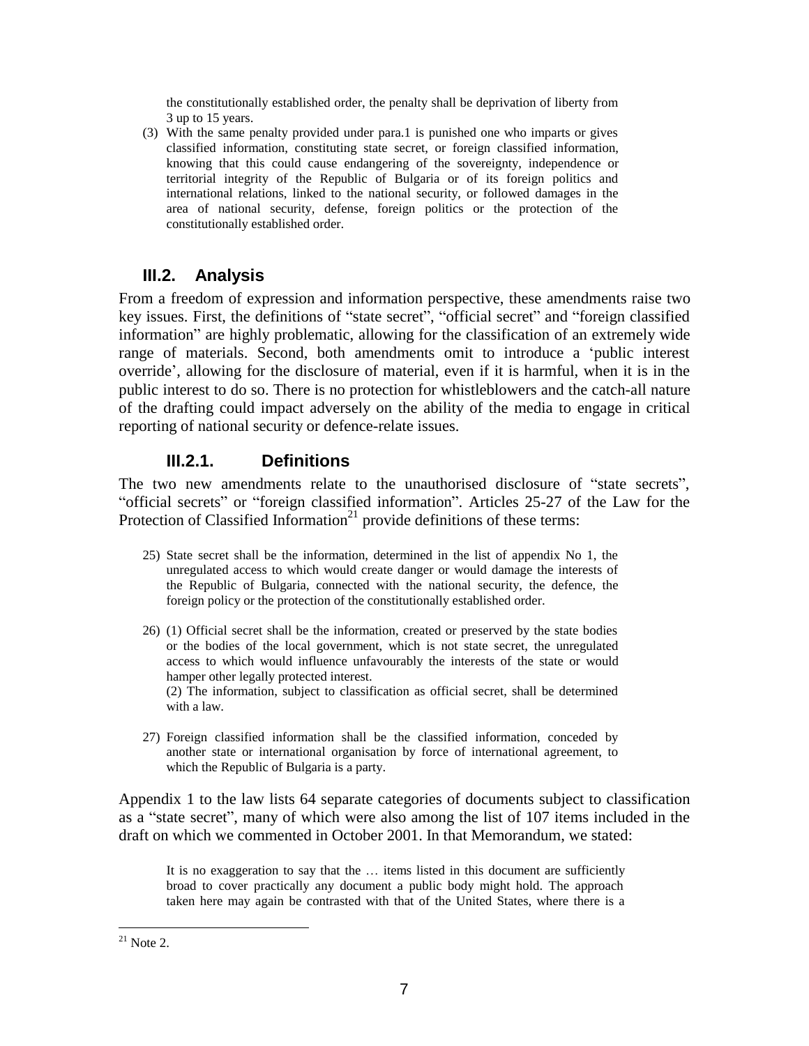the constitutionally established order, the penalty shall be deprivation of liberty from 3 up to 15 years.

> (3) With the same penalty provided under para.1 is punished one who imparts or gives classified information, constituting state secret, or foreign classified information, knowing that this could cause endangering of the sovereignty, independence or territorial integrity of the Republic of Bulgaria or of its foreign politics and international relations, linked to the national security, or followed damages in the area of national security, defense, foreign politics or the protection of the constitutionally established order.

## III.2. Analysis

From a freedom of expression and information perspective, these amendments raise two key issues. First, the definitions of "state secret", "official secret" and "foreign classified information" are highly problematic, allowing for the classification of an extremely wide range of materials. Second, both amendments omit to introduce a 'public interest override', allowing for the disclosure of material, even if it is harmful, when it is in the public interest to do so. There is no protection for whistleblowers and the catch-all nature of the drafting could impact adversely on the ability of the media to engage in critical reporting of national security or defence-relate issues.

### III.2.1. Definitions

The two new amendments relate to the unauthorised disclosure of "state secrets", "official secrets" or "foreign classified information". Articles 25-27 of the Law for the Protection of Classified Information[21] provide definitions of these terms:

> 25) State secret shall be the information, determined in the list of appendix No 1, the unregulated access to which would create danger or would damage the interests of the Republic of Bulgaria, connected with the national security, the defence, the foreign policy or the protection of the constitutionally established order.
>
> 26) (1) Official secret shall be the information, created or preserved by the state bodies or the bodies of the local government, which is not state secret, the unregulated access to which would influence unfavourably the interests of the state or would hamper other legally protected interest.
> (2) The information, subject to classification as official secret, shall be determined with a law.
>
> 27) Foreign classified information shall be the classified information, conceded by another state or international organisation by force of international agreement, to which the Republic of Bulgaria is a party.

Appendix 1 to the law lists 64 separate categories of documents subject to classification as a "state secret", many of which were also among the list of 107 items included in the draft on which we commented in October 2001. In that Memorandum, we stated:

> It is no exaggeration to say that the … items listed in this document are sufficiently broad to cover practically any document a public body might hold. The approach taken here may again be contrasted with that of the United States, where there is a

---

[21] Note 2.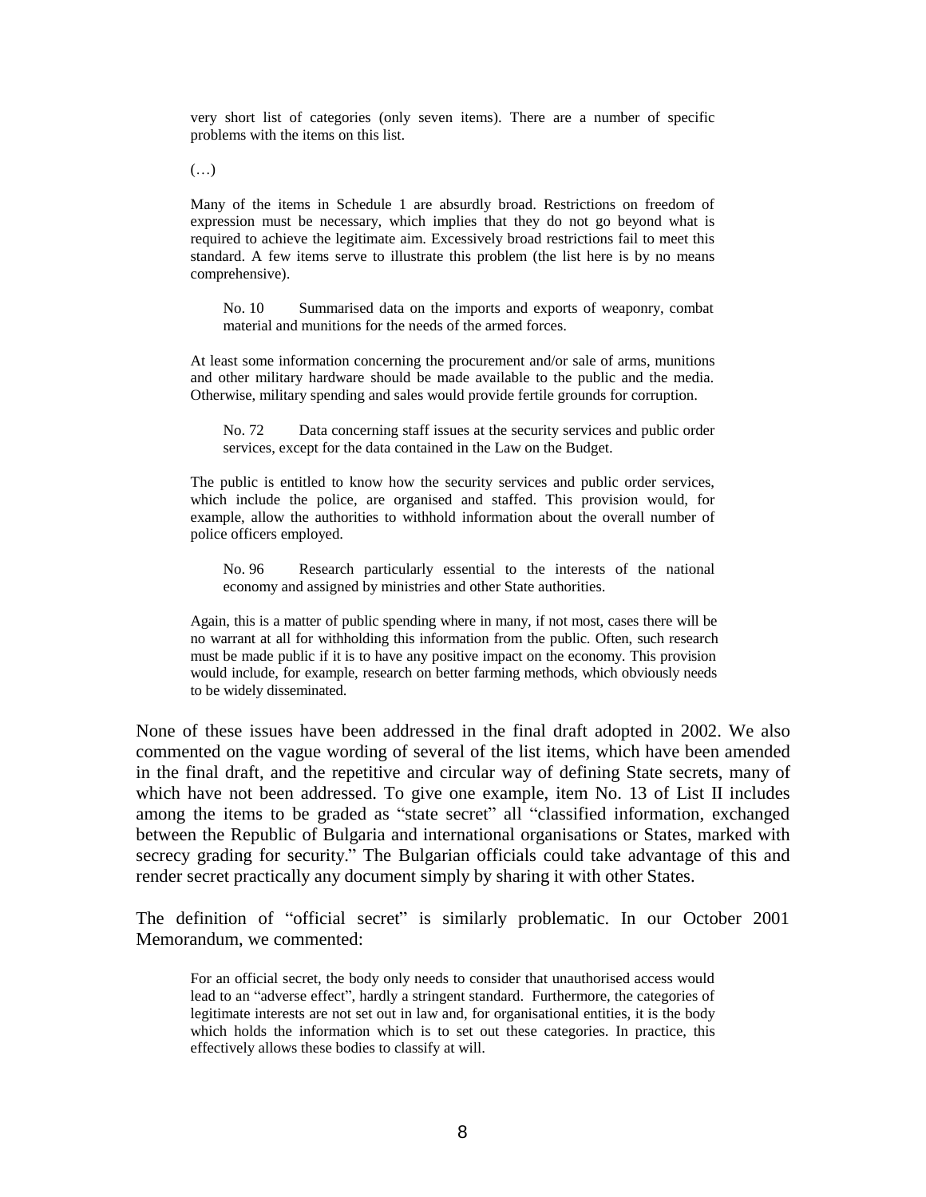> very short list of categories (only seven items). There are a number of specific problems with the items on this list.
>
> (…)
>
> Many of the items in Schedule 1 are absurdly broad. Restrictions on freedom of expression must be necessary, which implies that they do not go beyond what is required to achieve the legitimate aim. Excessively broad restrictions fail to meet this standard. A few items serve to illustrate this problem (the list here is by no means comprehensive).
>
> > No. 10 Summarised data on the imports and exports of weaponry, combat material and munitions for the needs of the armed forces.
>
> At least some information concerning the procurement and/or sale of arms, munitions and other military hardware should be made available to the public and the media. Otherwise, military spending and sales would provide fertile grounds for corruption.
>
> > No. 72 Data concerning staff issues at the security services and public order services, except for the data contained in the Law on the Budget.
>
> The public is entitled to know how the security services and public order services, which include the police, are organised and staffed. This provision would, for example, allow the authorities to withhold information about the overall number of police officers employed.
>
> > No. 96 Research particularly essential to the interests of the national economy and assigned by ministries and other State authorities.
>
> Again, this is a matter of public spending where in many, if not most, cases there will be no warrant at all for withholding this information from the public. Often, such research must be made public if it is to have any positive impact on the economy. This provision would include, for example, research on better farming methods, which obviously needs to be widely disseminated.

None of these issues have been addressed in the final draft adopted in 2002. We also commented on the vague wording of several of the list items, which have been amended in the final draft, and the repetitive and circular way of defining State secrets, many of which have not been addressed. To give one example, item No. 13 of List II includes among the items to be graded as "state secret" all "classified information, exchanged between the Republic of Bulgaria and international organisations or States, marked with secrecy grading for security." The Bulgarian officials could take advantage of this and render secret practically any document simply by sharing it with other States.

The definition of "official secret" is similarly problematic. In our October 2001 Memorandum, we commented:

> For an official secret, the body only needs to consider that unauthorised access would lead to an "adverse effect", hardly a stringent standard. Furthermore, the categories of legitimate interests are not set out in law and, for organisational entities, it is the body which holds the information which is to set out these categories. In practice, this effectively allows these bodies to classify at will.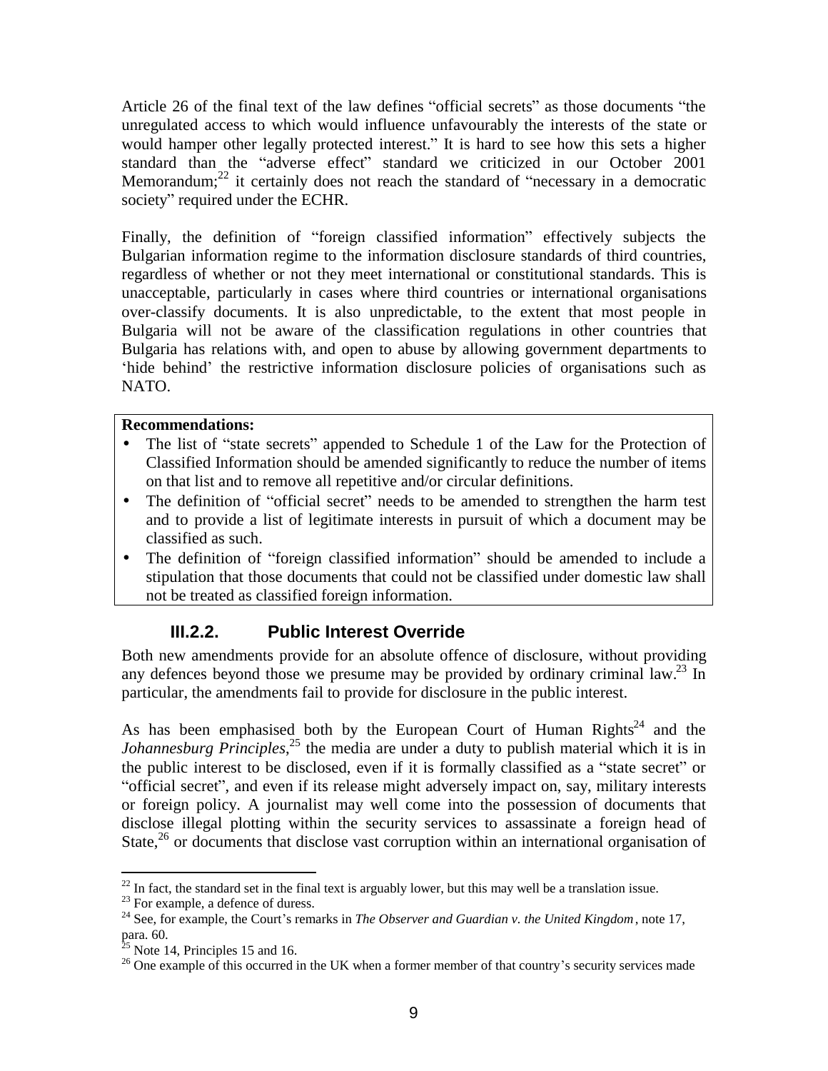Article 26 of the final text of the law defines "official secrets" as those documents "the unregulated access to which would influence unfavourably the interests of the state or would hamper other legally protected interest." It is hard to see how this sets a higher standard than the "adverse effect" standard we criticized in our October 2001 Memorandum;[22] it certainly does not reach the standard of "necessary in a democratic society" required under the ECHR.

Finally, the definition of "foreign classified information" effectively subjects the Bulgarian information regime to the information disclosure standards of third countries, regardless of whether or not they meet international or constitutional standards. This is unacceptable, particularly in cases where third countries or international organisations over-classify documents. It is also unpredictable, to the extent that most people in Bulgaria will not be aware of the classification regulations in other countries that Bulgaria has relations with, and open to abuse by allowing government departments to 'hide behind' the restrictive information disclosure policies of organisations such as NATO.

**Recommendations:**

- The list of "state secrets" appended to Schedule 1 of the Law for the Protection of Classified Information should be amended significantly to reduce the number of items on that list and to remove all repetitive and/or circular definitions.
- The definition of "official secret" needs to be amended to strengthen the harm test and to provide a list of legitimate interests in pursuit of which a document may be classified as such.
- The definition of "foreign classified information" should be amended to include a stipulation that those documents that could not be classified under domestic law shall not be treated as classified foreign information.

### III.2.2. Public Interest Override

Both new amendments provide for an absolute offence of disclosure, without providing any defences beyond those we presume may be provided by ordinary criminal law.[23] In particular, the amendments fail to provide for disclosure in the public interest.

As has been emphasised both by the European Court of Human Rights[24] and the *Johannesburg Principles*,[25] the media are under a duty to publish material which it is in the public interest to be disclosed, even if it is formally classified as a "state secret" or "official secret", and even if its release might adversely impact on, say, military interests or foreign policy. A journalist may well come into the possession of documents that disclose illegal plotting within the security services to assassinate a foreign head of State,[26] or documents that disclose vast corruption within an international organisation of

---

[22] In fact, the standard set in the final text is arguably lower, but this may well be a translation issue.

[23] For example, a defence of duress.

[24] See, for example, the Court's remarks in *The Observer and Guardian v. the United Kingdom*, note 17, para. 60.

[25] Note 14, Principles 15 and 16.

[26] One example of this occurred in the UK when a former member of that country's security services made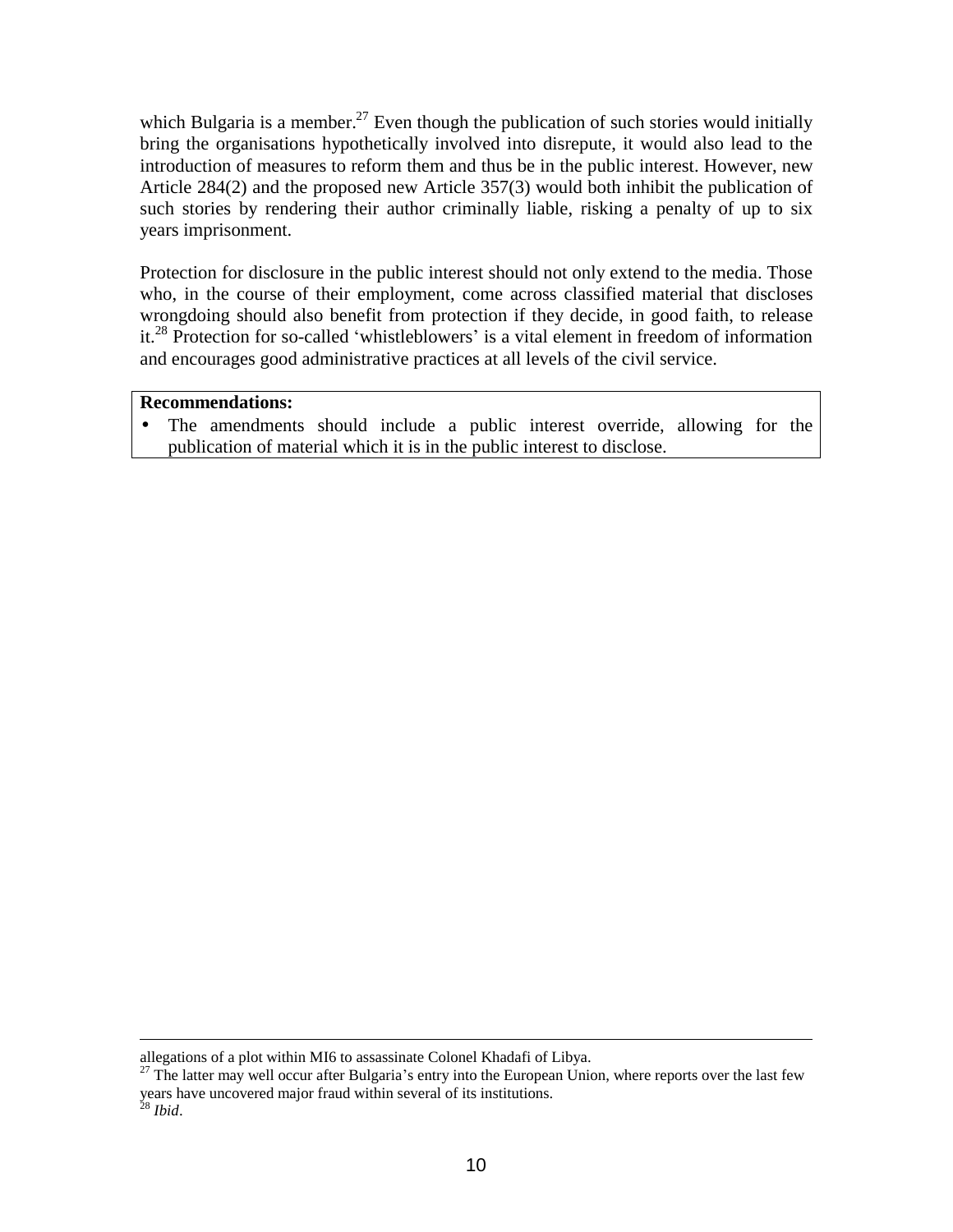which Bulgaria is a member.[27] Even though the publication of such stories would initially bring the organisations hypothetically involved into disrepute, it would also lead to the introduction of measures to reform them and thus be in the public interest. However, new Article 284(2) and the proposed new Article 357(3) would both inhibit the publication of such stories by rendering their author criminally liable, risking a penalty of up to six years imprisonment.

Protection for disclosure in the public interest should not only extend to the media. Those who, in the course of their employment, come across classified material that discloses wrongdoing should also benefit from protection if they decide, in good faith, to release it.[28] Protection for so-called 'whistleblowers' is a vital element in freedom of information and encourages good administrative practices at all levels of the civil service.

**Recommendations:**

- The amendments should include a public interest override, allowing for the publication of material which it is in the public interest to disclose.

---

allegations of a plot within MI6 to assassinate Colonel Khadafi of Libya.

[27] The latter may well occur after Bulgaria's entry into the European Union, where reports over the last few years have uncovered major fraud within several of its institutions.

[28] *Ibid*.